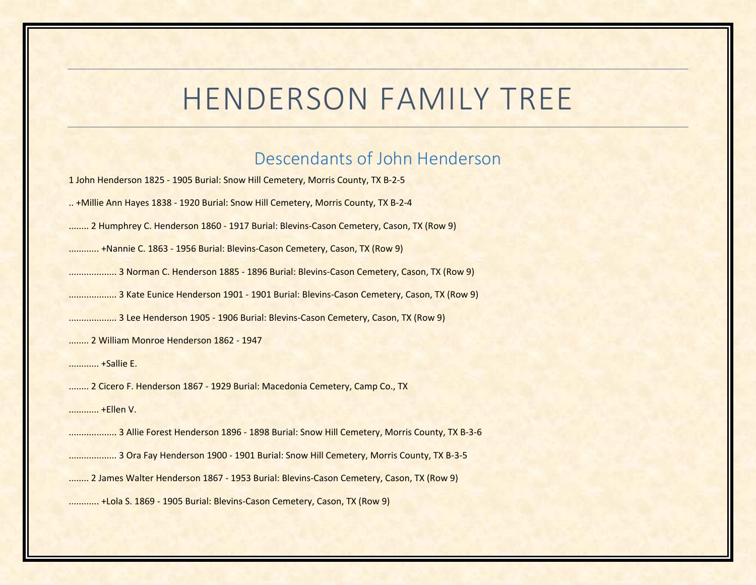# HENDERSON FAMILY TREE

## Descendants of John Henderson

1 John Henderson 1825 - 1905 Burial: Snow Hill Cemetery, Morris County, TX B-2-5

.. +Millie Ann Hayes 1838 - 1920 Burial: Snow Hill Cemetery, Morris County, TX B-2-4

........ 2 Humphrey C. Henderson 1860 - 1917 Burial: Blevins-Cason Cemetery, Cason, TX (Row 9)

............ +Nannie C. 1863 - 1956 Burial: Blevins-Cason Cemetery, Cason, TX (Row 9)

.................. 3 Norman C. Henderson 1885 - 1896 Burial: Blevins-Cason Cemetery, Cason, TX (Row 9)

.................. 3 Kate Eunice Henderson 1901 - 1901 Burial: Blevins-Cason Cemetery, Cason, TX (Row 9)

.................. 3 Lee Henderson 1905 - 1906 Burial: Blevins-Cason Cemetery, Cason, TX (Row 9)

........ 2 William Monroe Henderson 1862 - 1947

............ +Sallie E.

........ 2 Cicero F. Henderson 1867 - 1929 Burial: Macedonia Cemetery, Camp Co., TX

............ +Ellen V.

.................. 3 Allie Forest Henderson 1896 - 1898 Burial: Snow Hill Cemetery, Morris County, TX B-3-6

.................. 3 Ora Fay Henderson 1900 - 1901 Burial: Snow Hill Cemetery, Morris County, TX B-3-5

........ 2 James Walter Henderson 1867 - 1953 Burial: Blevins-Cason Cemetery, Cason, TX (Row 9)

............ +Lola S. 1869 - 1905 Burial: Blevins-Cason Cemetery, Cason, TX (Row 9)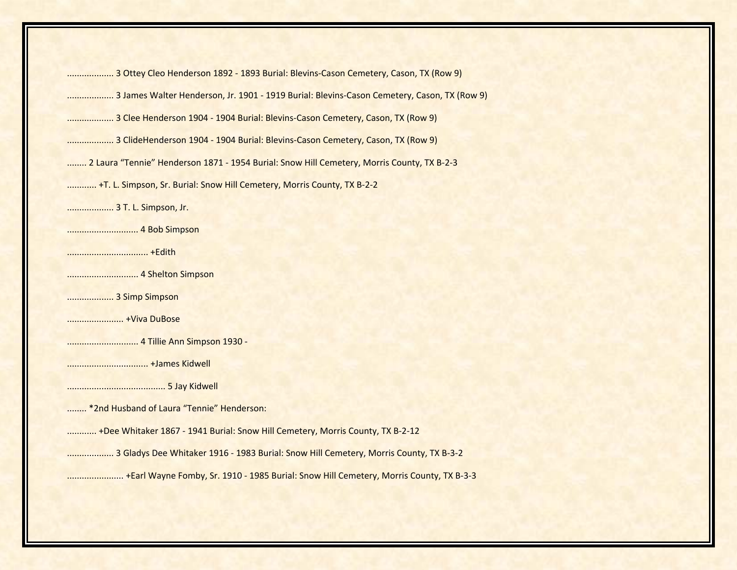.................. 3 Ottey Cleo Henderson 1892 - 1893 Burial: Blevins-Cason Cemetery, Cason, TX (Row 9)

.................. 3 James Walter Henderson, Jr. 1901 - 1919 Burial: Blevins-Cason Cemetery, Cason, TX (Row 9)

.................. 3 Clee Henderson 1904 - 1904 Burial: Blevins-Cason Cemetery, Cason, TX (Row 9)

.................. 3 ClideHenderson 1904 - 1904 Burial: Blevins-Cason Cemetery, Cason, TX (Row 9)

........ 2 Laura "Tennie" Henderson 1871 - 1954 Burial: Snow Hill Cemetery, Morris County, TX B-2-3

........... +T. L. Simpson, Sr. Burial: Snow Hill Cemetery, Morris County, TX B-2-2

.................. 3 T. L. Simpson, Jr.

............................ 4 Bob Simpson

................................ +Edith

............................ 4 Shelton Simpson

.................. 3 Simp Simpson

...................... +Viva DuBose

............................ 4 Tillie Ann Simpson 1930 -

................................ +James Kidwell

....................................... 5 Jay Kidwell

........ *2nd Husband of Laura "Tennie" Henderson:

........... +Dee Whitaker 1867 - 1941 Burial: Snow Hill Cemetery, Morris County, TX B-2-12

.................. 3 Gladys Dee Whitaker 1916 - 1983 Burial: Snow Hill Cemetery, Morris County, TX B-3-2

...................... +Earl Wayne Fomby, Sr. 1910 - 1985 Burial: Snow Hill Cemetery, Morris County, TX B-3-3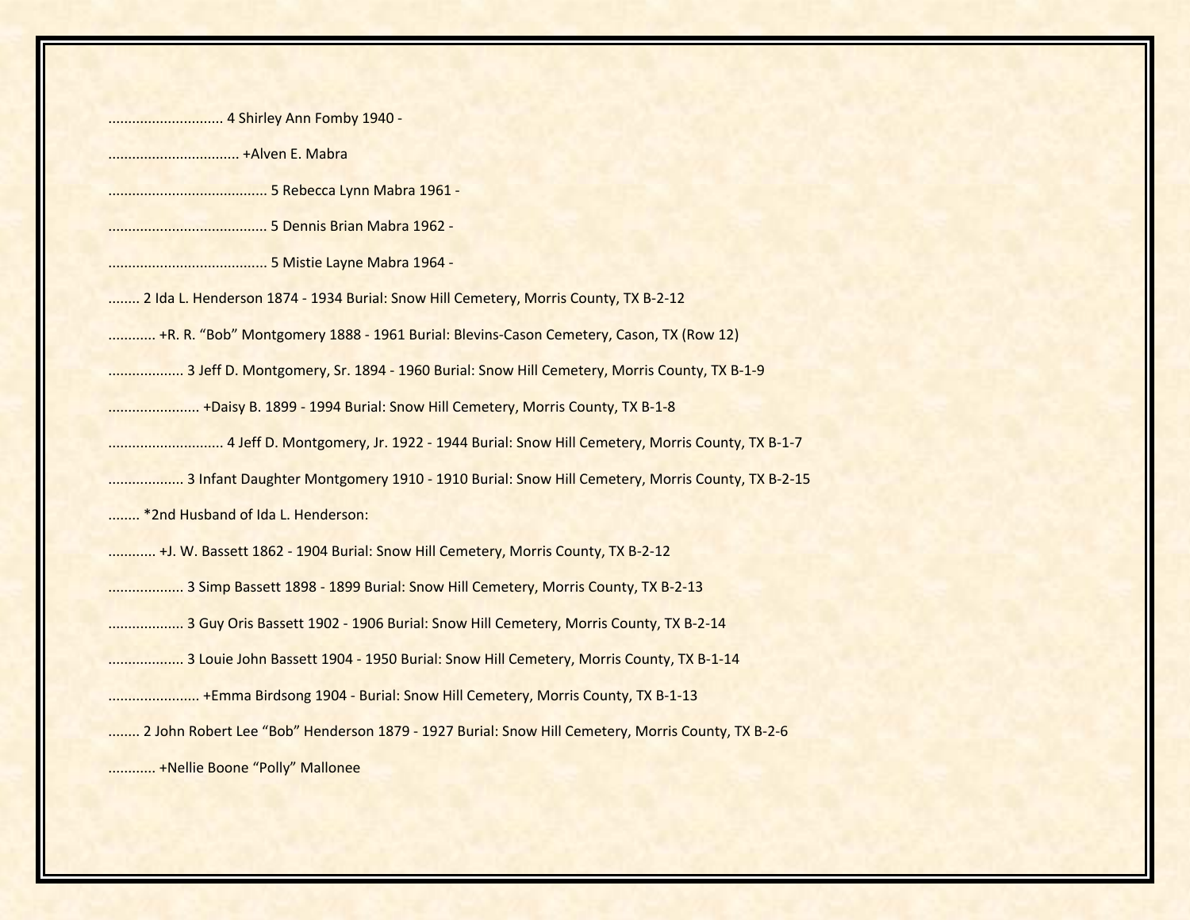............................ 4 Shirley Ann Fomby 1940 -

................................ +Alven E. Mabra

....................................... 5 Rebecca Lynn Mabra 1961 -

....................................... 5 Dennis Brian Mabra 1962 -

....................................... 5 Mistie Layne Mabra 1964 -

........ 2 Ida L. Henderson 1874 - 1934 Burial: Snow Hill Cemetery, Morris County, TX B-2-12

............ +R. R. “Bob” Montgomery 1888 - 1961 Burial: Blevins-Cason Cemetery, Cason, TX (Row 12)

.................. 3 Jeff D. Montgomery, Sr. 1894 - 1960 Burial: Snow Hill Cemetery, Morris County, TX B-1-9

...................... +Daisy B. 1899 - 1994 Burial: Snow Hill Cemetery, Morris County, TX B-1-8

............................ 4 Jeff D. Montgomery, Jr. 1922 - 1944 Burial: Snow Hill Cemetery, Morris County, TX B-1-7

.................. 3 Infant Daughter Montgomery 1910 - 1910 Burial: Snow Hill Cemetery, Morris County, TX B-2-15

........ *2nd Husband of Ida L. Henderson:

............ +J. W. Bassett 1862 - 1904 Burial: Snow Hill Cemetery, Morris County, TX B-2-12

.................. 3 Simp Bassett 1898 - 1899 Burial: Snow Hill Cemetery, Morris County, TX B-2-13

.................. 3 Guy Oris Bassett 1902 - 1906 Burial: Snow Hill Cemetery, Morris County, TX B-2-14

.................. 3 Louie John Bassett 1904 - 1950 Burial: Snow Hill Cemetery, Morris County, TX B-1-14

...................... +Emma Birdsong 1904 - Burial: Snow Hill Cemetery, Morris County, TX B-1-13

........ 2 John Robert Lee “Bob” Henderson 1879 - 1927 Burial: Snow Hill Cemetery, Morris County, TX B-2-6

............ +Nellie Boone “Polly” Mallonee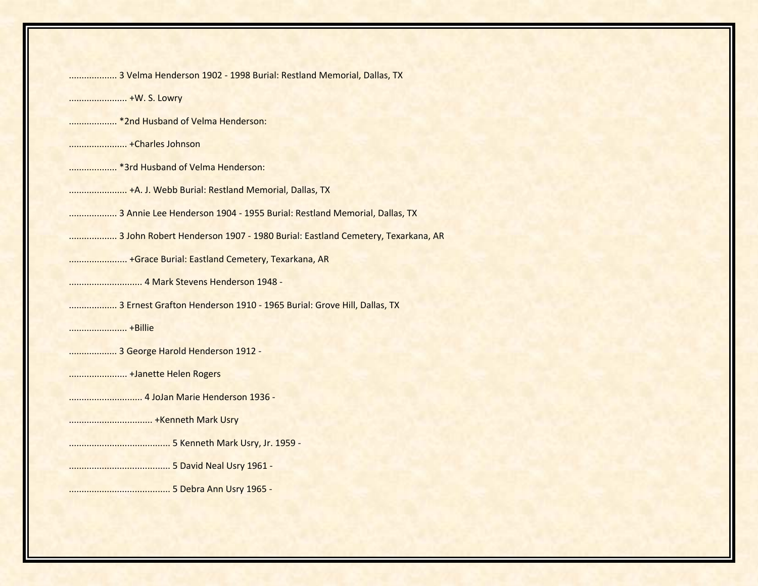.................. 3 Velma Henderson 1902 - 1998 Burial: Restland Memorial, Dallas, TX

...................... +W. S. Lowry

.................. *2nd Husband of Velma Henderson:

...................... +Charles Johnson

.................. *3rd Husband of Velma Henderson:

...................... +A. J. Webb Burial: Restland Memorial, Dallas, TX

.................. 3 Annie Lee Henderson 1904 - 1955 Burial: Restland Memorial, Dallas, TX

.................. 3 John Robert Henderson 1907 - 1980 Burial: Eastland Cemetery, Texarkana, AR

...................... +Grace Burial: Eastland Cemetery, Texarkana, AR

............................ 4 Mark Stevens Henderson 1948 -

.................. 3 Ernest Grafton Henderson 1910 - 1965 Burial: Grove Hill, Dallas, TX

...................... +Billie

.................. 3 George Harold Henderson 1912 -

...................... +Janette Helen Rogers

............................ 4 JoJan Marie Henderson 1936 -

................................ +Kenneth Mark Usry

....................................... 5 Kenneth Mark Usry, Jr. 1959 -

....................................... 5 David Neal Usry 1961 -

....................................... 5 Debra Ann Usry 1965 -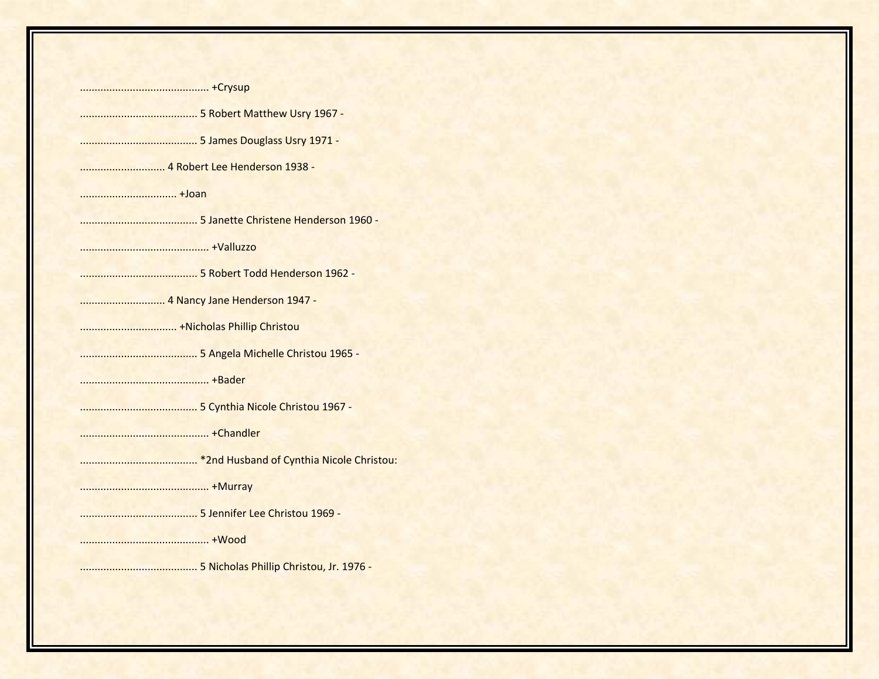........................................... +Crysup

....................................... 5 Robert Matthew Usry 1967 -

....................................... 5 James Douglass Usry 1971 -

............................ 4 Robert Lee Henderson 1938 -

................................ +Joan

....................................... 5 Janette Christene Henderson 1960 -

........................................... +Valluzzo

....................................... 5 Robert Todd Henderson 1962 -

............................ 4 Nancy Jane Henderson 1947 -

................................ +Nicholas Phillip Christou

....................................... 5 Angela Michelle Christou 1965 -

........................................... +Bader

....................................... 5 Cynthia Nicole Christou 1967 -

........................................... +Chandler

....................................... *2nd Husband of Cynthia Nicole Christou:

........................................... +Murray

....................................... 5 Jennifer Lee Christou 1969 -

........................................... +Wood

....................................... 5 Nicholas Phillip Christou, Jr. 1976 -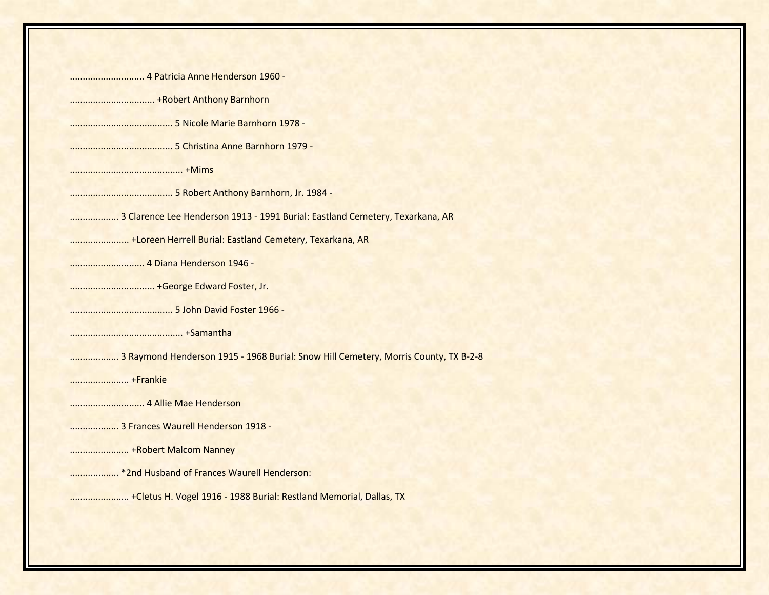............................ 4 Patricia Anne Henderson 1960 -

................................ +Robert Anthony Barnhorn

........................................ 5 Nicole Marie Barnhorn 1978 -

........................................ 5 Christina Anne Barnhorn 1979 -

............................................ +Mims

........................................ 5 Robert Anthony Barnhorn, Jr. 1984 -

.................. 3 Clarence Lee Henderson 1913 - 1991 Burial: Eastland Cemetery, Texarkana, AR

...................... +Loreen Herrell Burial: Eastland Cemetery, Texarkana, AR

............................ 4 Diana Henderson 1946 -

................................ +George Edward Foster, Jr.

........................................ 5 John David Foster 1966 -

............................................ +Samantha

.................. 3 Raymond Henderson 1915 - 1968 Burial: Snow Hill Cemetery, Morris County, TX B-2-8

...................... +Frankie

............................ 4 Allie Mae Henderson

.................. 3 Frances Waurell Henderson 1918 -

...................... +Robert Malcom Nanney

.................. *2nd Husband of Frances Waurell Henderson:

...................... +Cletus H. Vogel 1916 - 1988 Burial: Restland Memorial, Dallas, TX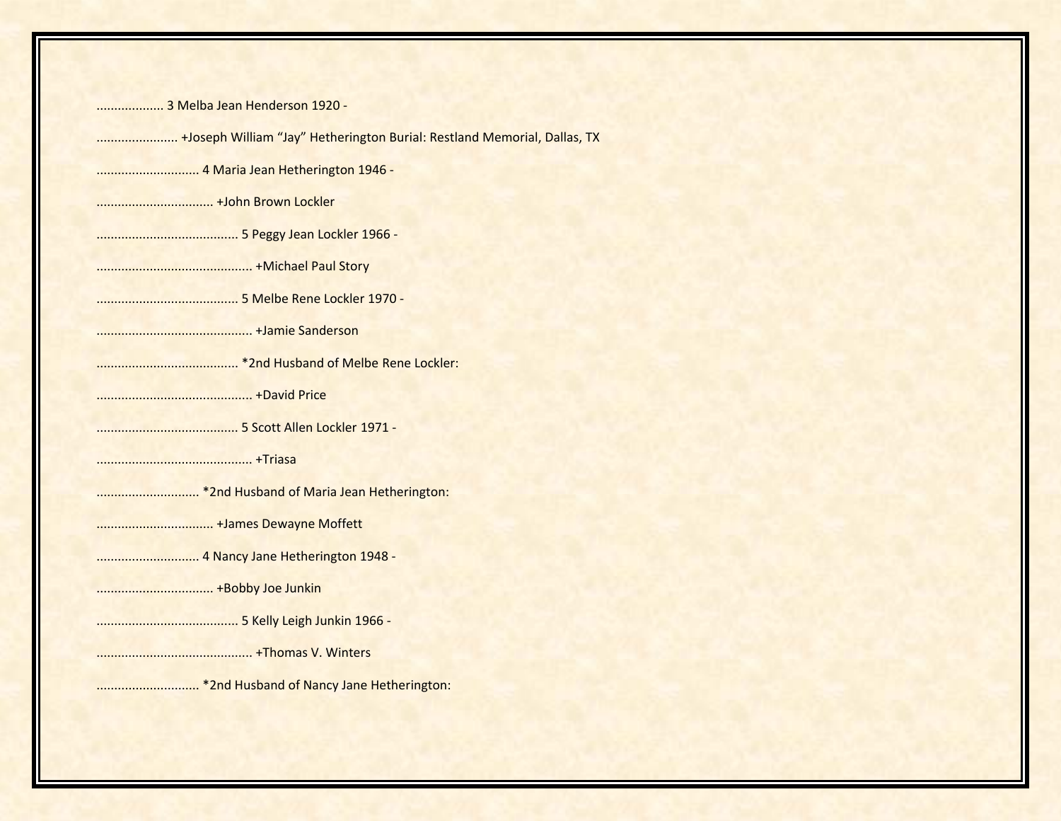................... 3 Melba Jean Henderson 1920 -

....................... +Joseph William “Jay” Hetherington Burial: Restland Memorial, Dallas, TX

............................. 4 Maria Jean Hetherington 1946 -

................................. +John Brown Lockler

........................................ 5 Peggy Jean Lockler 1966 -

............................................ +Michael Paul Story

........................................ 5 Melbe Rene Lockler 1970 -

............................................ +Jamie Sanderson

........................................ *2nd Husband of Melbe Rene Lockler:

............................................ +David Price

........................................ 5 Scott Allen Lockler 1971 -

............................................ +Triasa

............................. *2nd Husband of Maria Jean Hetherington:

................................. +James Dewayne Moffett

............................. 4 Nancy Jane Hetherington 1948 -

................................. +Bobby Joe Junkin

........................................ 5 Kelly Leigh Junkin 1966 -

............................................ +Thomas V. Winters

............................. *2nd Husband of Nancy Jane Hetherington: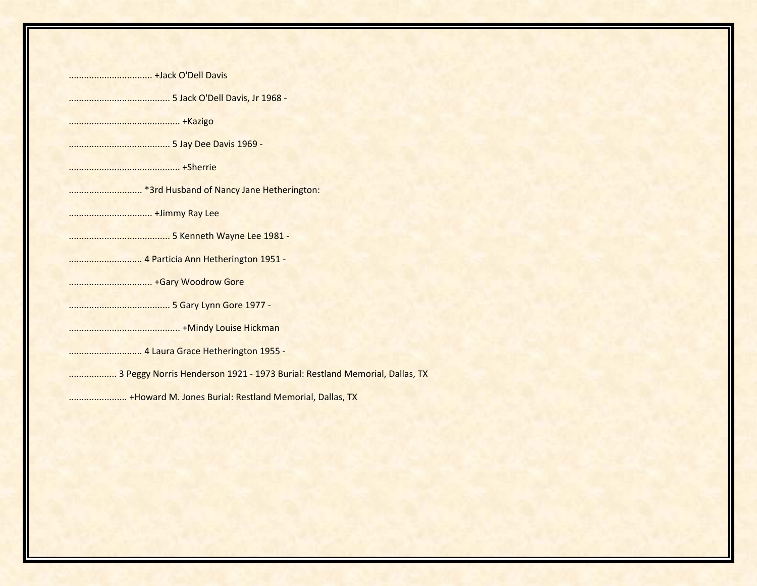................................ +Jack O'Dell Davis

........................................ 5 Jack O'Dell Davis, Jr 1968 -

............................................ +Kazigo

........................................ 5 Jay Dee Davis 1969 -

............................................ +Sherrie

............................ *3rd Husband of Nancy Jane Hetherington:

................................ +Jimmy Ray Lee

........................................ 5 Kenneth Wayne Lee 1981 -

............................ 4 Particia Ann Hetherington 1951 -

................................ +Gary Woodrow Gore

........................................ 5 Gary Lynn Gore 1977 -

............................................ +Mindy Louise Hickman

............................ 4 Laura Grace Hetherington 1955 -

.................. 3 Peggy Norris Henderson 1921 - 1973 Burial: Restland Memorial, Dallas, TX

...................... +Howard M. Jones Burial: Restland Memorial, Dallas, TX